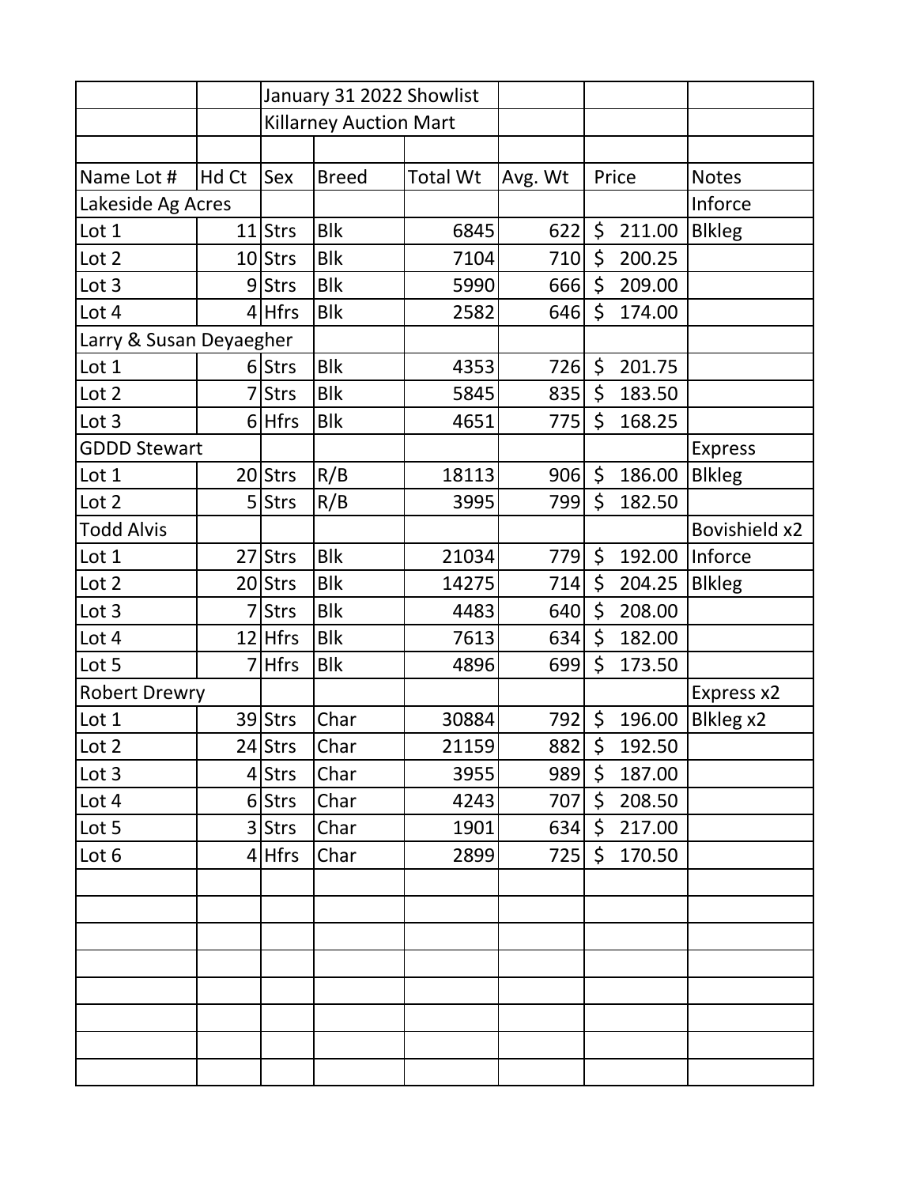| | | January 31 2022 Showlist | | | | | |
|---|---|---|---|---|---|---|---|
| | | Killarney Auction Mart | | | | | |
| | | | | | | | |
| Name Lot # | Hd Ct | Sex | Breed | Total Wt | Avg. Wt | Price | Notes |
| Lakeside Ag Acres | | | | | | | Inforce |
| Lot 1 | 11 | Strs | Blk | 6845 | 622 | $ 211.00 | Blkleg |
| Lot 2 | 10 | Strs | Blk | 7104 | 710 | $ 200.25 | |
| Lot 3 | 9 | Strs | Blk | 5990 | 666 | $ 209.00 | |
| Lot 4 | 4 | Hfrs | Blk | 2582 | 646 | $ 174.00 | |
| Larry & Susan Deyaegher | | | | | | | |
| Lot 1 | 6 | Strs | Blk | 4353 | 726 | $ 201.75 | |
| Lot 2 | 7 | Strs | Blk | 5845 | 835 | $ 183.50 | |
| Lot 3 | 6 | Hfrs | Blk | 4651 | 775 | $ 168.25 | |
| GDDD Stewart | | | | | | | Express |
| Lot 1 | 20 | Strs | R/B | 18113 | 906 | $ 186.00 | Blkleg |
| Lot 2 | 5 | Strs | R/B | 3995 | 799 | $ 182.50 | |
| Todd Alvis | | | | | | | Bovishield x2 |
| Lot 1 | 27 | Strs | Blk | 21034 | 779 | $ 192.00 | Inforce |
| Lot 2 | 20 | Strs | Blk | 14275 | 714 | $ 204.25 | Blkleg |
| Lot 3 | 7 | Strs | Blk | 4483 | 640 | $ 208.00 | |
| Lot 4 | 12 | Hfrs | Blk | 7613 | 634 | $ 182.00 | |
| Lot 5 | 7 | Hfrs | Blk | 4896 | 699 | $ 173.50 | |
| Robert Drewry | | | | | | | Express x2 |
| Lot 1 | 39 | Strs | Char | 30884 | 792 | $ 196.00 | Blkleg x2 |
| Lot 2 | 24 | Strs | Char | 21159 | 882 | $ 192.50 | |
| Lot 3 | 4 | Strs | Char | 3955 | 989 | $ 187.00 | |
| Lot 4 | 6 | Strs | Char | 4243 | 707 | $ 208.50 | |
| Lot 5 | 3 | Strs | Char | 1901 | 634 | $ 217.00 | |
| Lot 6 | 4 | Hfrs | Char | 2899 | 725 | $ 170.50 | |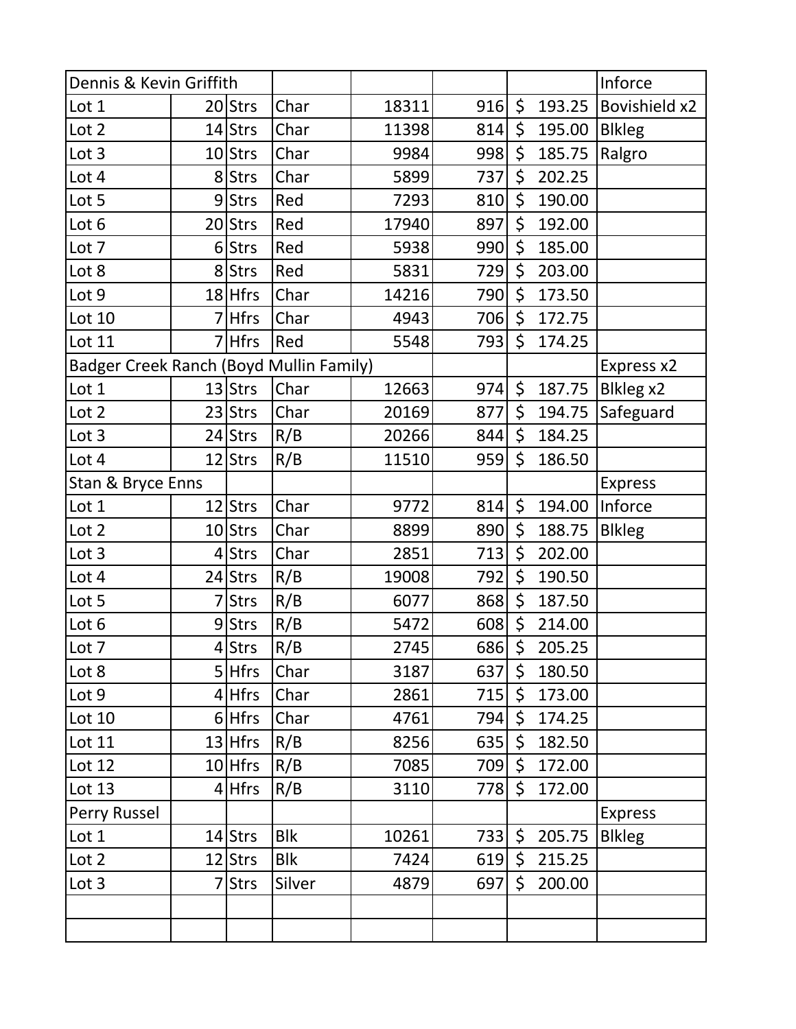| Dennis & Kevin Griffith | | | | | | | Inforce |
|---|---|---|---|---|---|---|---|
| Lot 1 | 20 | Strs | Char | 18311 | 916 | $ 193.25 | Bovishield x2 |
| Lot 2 | 14 | Strs | Char | 11398 | 814 | $ 195.00 | Blkleg |
| Lot 3 | 10 | Strs | Char | 9984 | 998 | $ 185.75 | Ralgro |
| Lot 4 | 8 | Strs | Char | 5899 | 737 | $ 202.25 | |
| Lot 5 | 9 | Strs | Red | 7293 | 810 | $ 190.00 | |
| Lot 6 | 20 | Strs | Red | 17940 | 897 | $ 192.00 | |
| Lot 7 | 6 | Strs | Red | 5938 | 990 | $ 185.00 | |
| Lot 8 | 8 | Strs | Red | 5831 | 729 | $ 203.00 | |
| Lot 9 | 18 | Hfrs | Char | 14216 | 790 | $ 173.50 | |
| Lot 10 | 7 | Hfrs | Char | 4943 | 706 | $ 172.75 | |
| Lot 11 | 7 | Hfrs | Red | 5548 | 793 | $ 174.25 | |
| Badger Creek Ranch (Boyd Mullin Family) | | | | | | | Express x2 |
| Lot 1 | 13 | Strs | Char | 12663 | 974 | $ 187.75 | Blkleg x2 |
| Lot 2 | 23 | Strs | Char | 20169 | 877 | $ 194.75 | Safeguard |
| Lot 3 | 24 | Strs | R/B | 20266 | 844 | $ 184.25 | |
| Lot 4 | 12 | Strs | R/B | 11510 | 959 | $ 186.50 | |
| Stan & Bryce Enns | | | | | | | Express |
| Lot 1 | 12 | Strs | Char | 9772 | 814 | $ 194.00 | Inforce |
| Lot 2 | 10 | Strs | Char | 8899 | 890 | $ 188.75 | Blkleg |
| Lot 3 | 4 | Strs | Char | 2851 | 713 | $ 202.00 | |
| Lot 4 | 24 | Strs | R/B | 19008 | 792 | $ 190.50 | |
| Lot 5 | 7 | Strs | R/B | 6077 | 868 | $ 187.50 | |
| Lot 6 | 9 | Strs | R/B | 5472 | 608 | $ 214.00 | |
| Lot 7 | 4 | Strs | R/B | 2745 | 686 | $ 205.25 | |
| Lot 8 | 5 | Hfrs | Char | 3187 | 637 | $ 180.50 | |
| Lot 9 | 4 | Hfrs | Char | 2861 | 715 | $ 173.00 | |
| Lot 10 | 6 | Hfrs | Char | 4761 | 794 | $ 174.25 | |
| Lot 11 | 13 | Hfrs | R/B | 8256 | 635 | $ 182.50 | |
| Lot 12 | 10 | Hfrs | R/B | 7085 | 709 | $ 172.00 | |
| Lot 13 | 4 | Hfrs | R/B | 3110 | 778 | $ 172.00 | |
| Perry Russel | | | | | | | Express |
| Lot 1 | 14 | Strs | Blk | 10261 | 733 | $ 205.75 | Blkleg |
| Lot 2 | 12 | Strs | Blk | 7424 | 619 | $ 215.25 | |
| Lot 3 | 7 | Strs | Silver | 4879 | 697 | $ 200.00 | |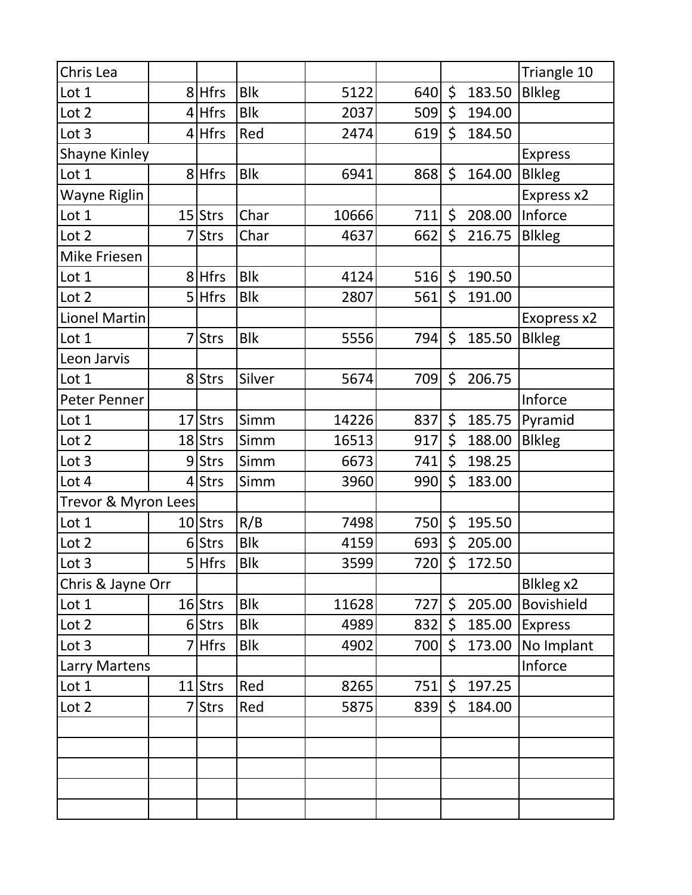| Chris Lea | | | | | | | Triangle 10 |
|---|---|---|---|---|---|---|---|
| Lot 1 | 8 | Hfrs | Blk | 5122 | 640 | $ 183.50 | Blkleg |
| Lot 2 | 4 | Hfrs | Blk | 2037 | 509 | $ 194.00 | |
| Lot 3 | 4 | Hfrs | Red | 2474 | 619 | $ 184.50 | |
| Shayne Kinley | | | | | | | Express |
| Lot 1 | 8 | Hfrs | Blk | 6941 | 868 | $ 164.00 | Blkleg |
| Wayne Riglin | | | | | | | Express x2 |
| Lot 1 | 15 | Strs | Char | 10666 | 711 | $ 208.00 | Inforce |
| Lot 2 | 7 | Strs | Char | 4637 | 662 | $ 216.75 | Blkleg |
| Mike Friesen | | | | | | | |
| Lot 1 | 8 | Hfrs | Blk | 4124 | 516 | $ 190.50 | |
| Lot 2 | 5 | Hfrs | Blk | 2807 | 561 | $ 191.00 | |
| Lionel Martin | | | | | | | Exopress x2 |
| Lot 1 | 7 | Strs | Blk | 5556 | 794 | $ 185.50 | Blkleg |
| Leon Jarvis | | | | | | | |
| Lot 1 | 8 | Strs | Silver | 5674 | 709 | $ 206.75 | |
| Peter Penner | | | | | | | Inforce |
| Lot 1 | 17 | Strs | Simm | 14226 | 837 | $ 185.75 | Pyramid |
| Lot 2 | 18 | Strs | Simm | 16513 | 917 | $ 188.00 | Blkleg |
| Lot 3 | 9 | Strs | Simm | 6673 | 741 | $ 198.25 | |
| Lot 4 | 4 | Strs | Simm | 3960 | 990 | $ 183.00 | |
| Trevor & Myron Lees | | | | | | | |
| Lot 1 | 10 | Strs | R/B | 7498 | 750 | $ 195.50 | |
| Lot 2 | 6 | Strs | Blk | 4159 | 693 | $ 205.00 | |
| Lot 3 | 5 | Hfrs | Blk | 3599 | 720 | $ 172.50 | |
| Chris & Jayne Orr | | | | | | | Blkleg x2 |
| Lot 1 | 16 | Strs | Blk | 11628 | 727 | $ 205.00 | Bovishield |
| Lot 2 | 6 | Strs | Blk | 4989 | 832 | $ 185.00 | Express |
| Lot 3 | 7 | Hfrs | Blk | 4902 | 700 | $ 173.00 | No Implant |
| Larry Martens | | | | | | | Inforce |
| Lot 1 | 11 | Strs | Red | 8265 | 751 | $ 197.25 | |
| Lot 2 | 7 | Strs | Red | 5875 | 839 | $ 184.00 | |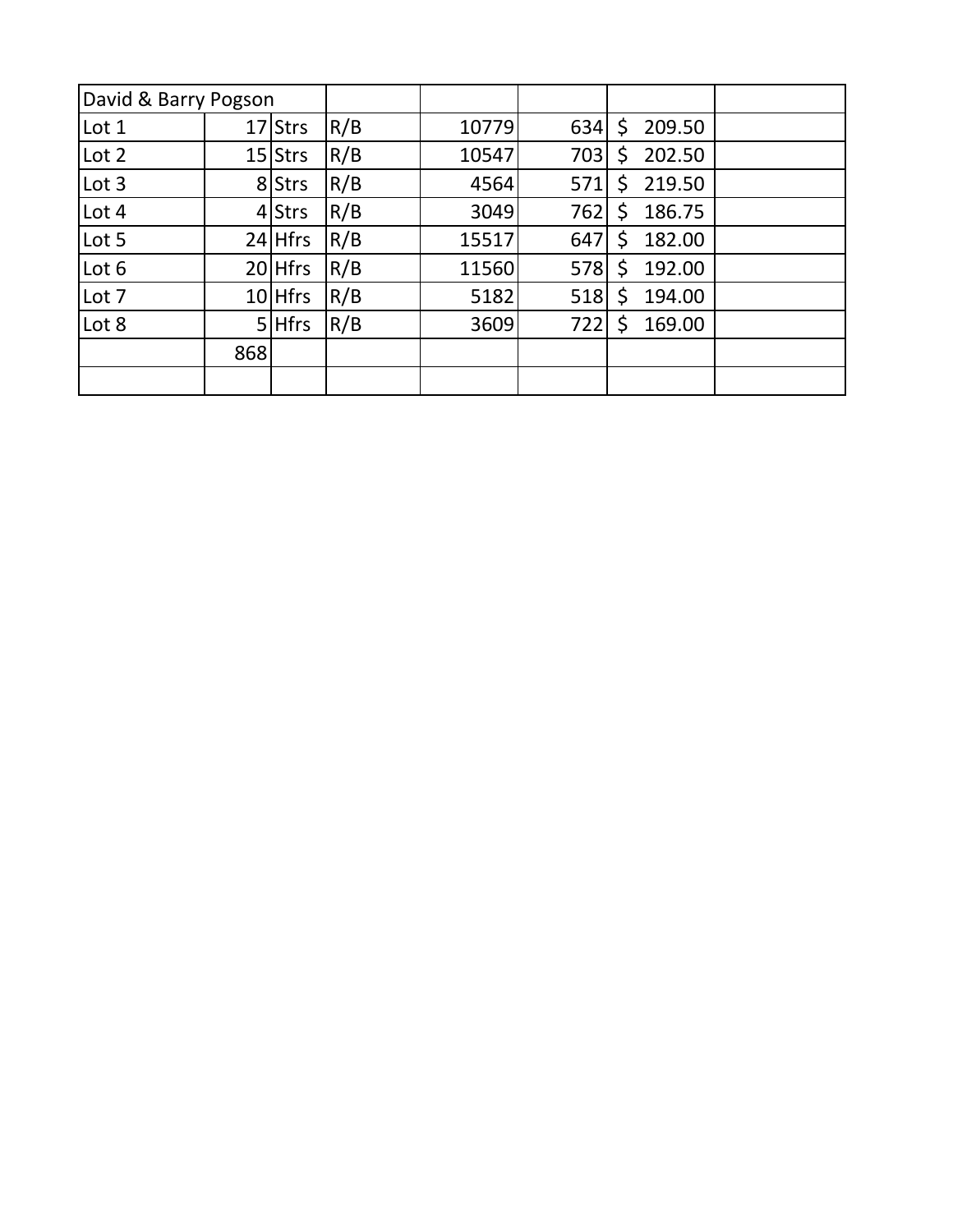| | | | | | | | |
|---|---|---|---|---|---|---|---|
| David & Barry Pogson | | | | | | | |
| Lot 1 | 17 | Strs | R/B | 10779 | 634 | $ 209.50 | |
| Lot 2 | 15 | Strs | R/B | 10547 | 703 | $ 202.50 | |
| Lot 3 | 8 | Strs | R/B | 4564 | 571 | $ 219.50 | |
| Lot 4 | 4 | Strs | R/B | 3049 | 762 | $ 186.75 | |
| Lot 5 | 24 | Hfrs | R/B | 15517 | 647 | $ 182.00 | |
| Lot 6 | 20 | Hfrs | R/B | 11560 | 578 | $ 192.00 | |
| Lot 7 | 10 | Hfrs | R/B | 5182 | 518 | $ 194.00 | |
| Lot 8 | 5 | Hfrs | R/B | 3609 | 722 | $ 169.00 | |
| | 868 | | | | | | |
| | | | | | | | |